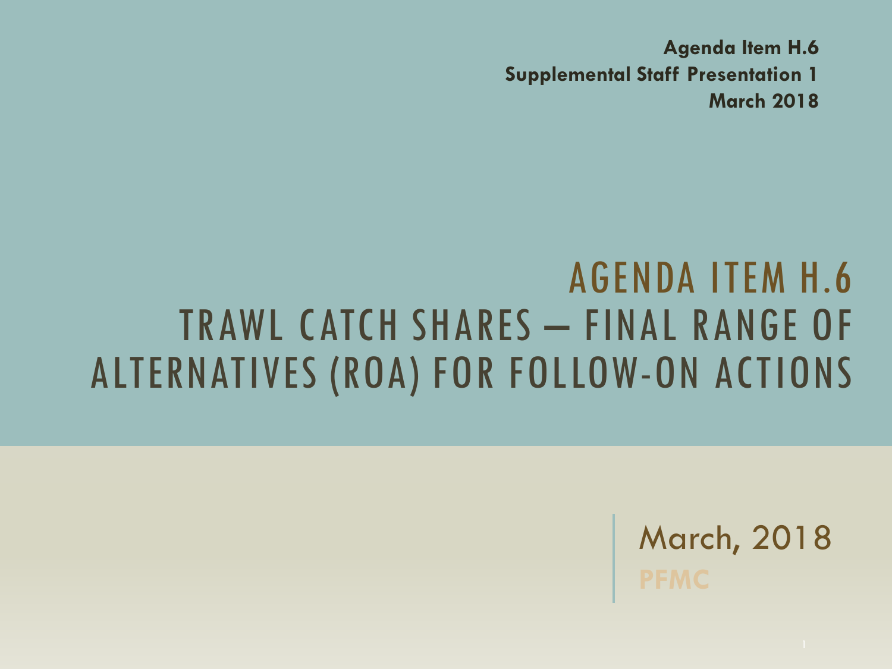**Agenda Item H.6**
**Supplemental Staff Presentation 1**
**March 2018**

# AGENDA ITEM H.6
# TRAWL CATCH SHARES – FINAL RANGE OF ALTERNATIVES (ROA) FOR FOLLOW-ON ACTIONS

March, 2018

**PFMC**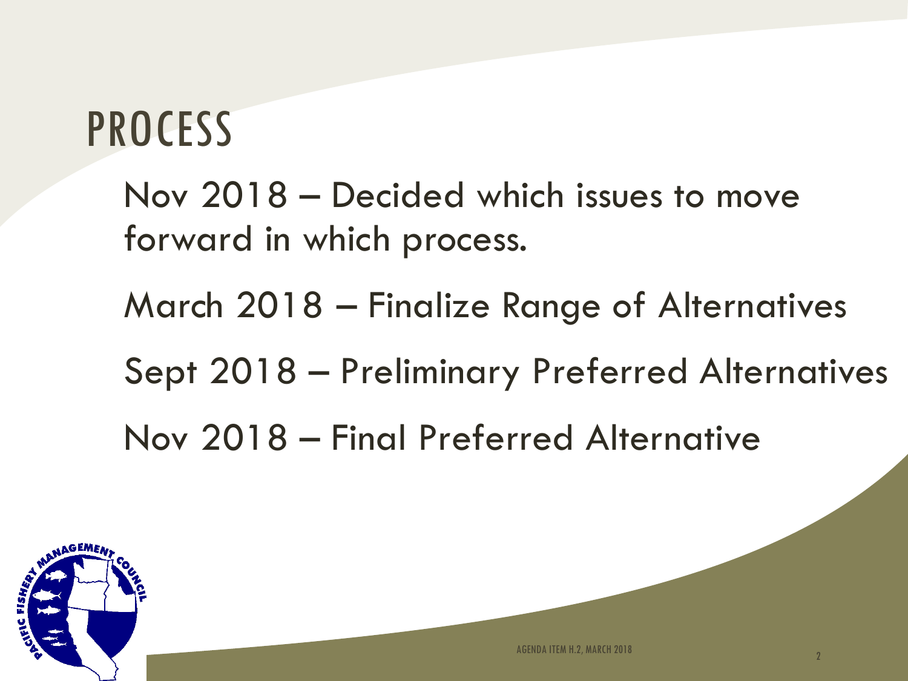# PROCESS

Nov 2018 – Decided which issues to move forward in which process.

March 2018 – Finalize Range of Alternatives

Sept 2018 – Preliminary Preferred Alternatives

Nov 2018 – Final Preferred Alternative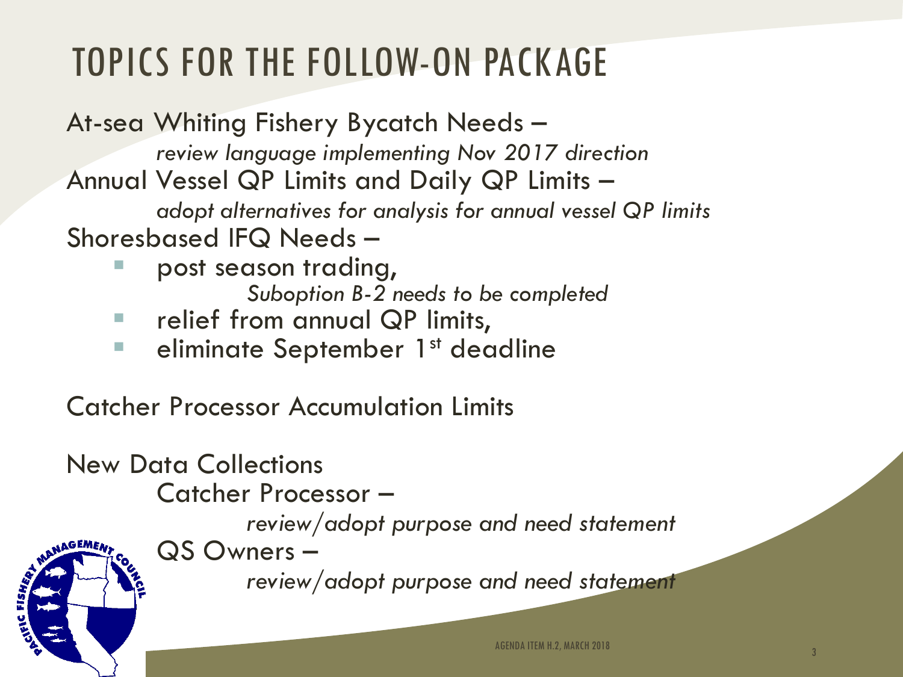# TOPICS FOR THE FOLLOW-ON PACKAGE

At-sea Whiting Fishery Bycatch Needs –

*review language implementing Nov 2017 direction*

Annual Vessel QP Limits and Daily QP Limits –

*adopt alternatives for analysis for annual vessel QP limits*

Shoresbased IFQ Needs –

- post season trading,
  
  *Suboption B-2 needs to be completed*
- relief from annual QP limits,
- eliminate September 1st deadline

Catcher Processor Accumulation Limits

New Data Collections

Catcher Processor –

*review/adopt purpose and need statement*

QS Owners –

*review/adopt purpose and need statement*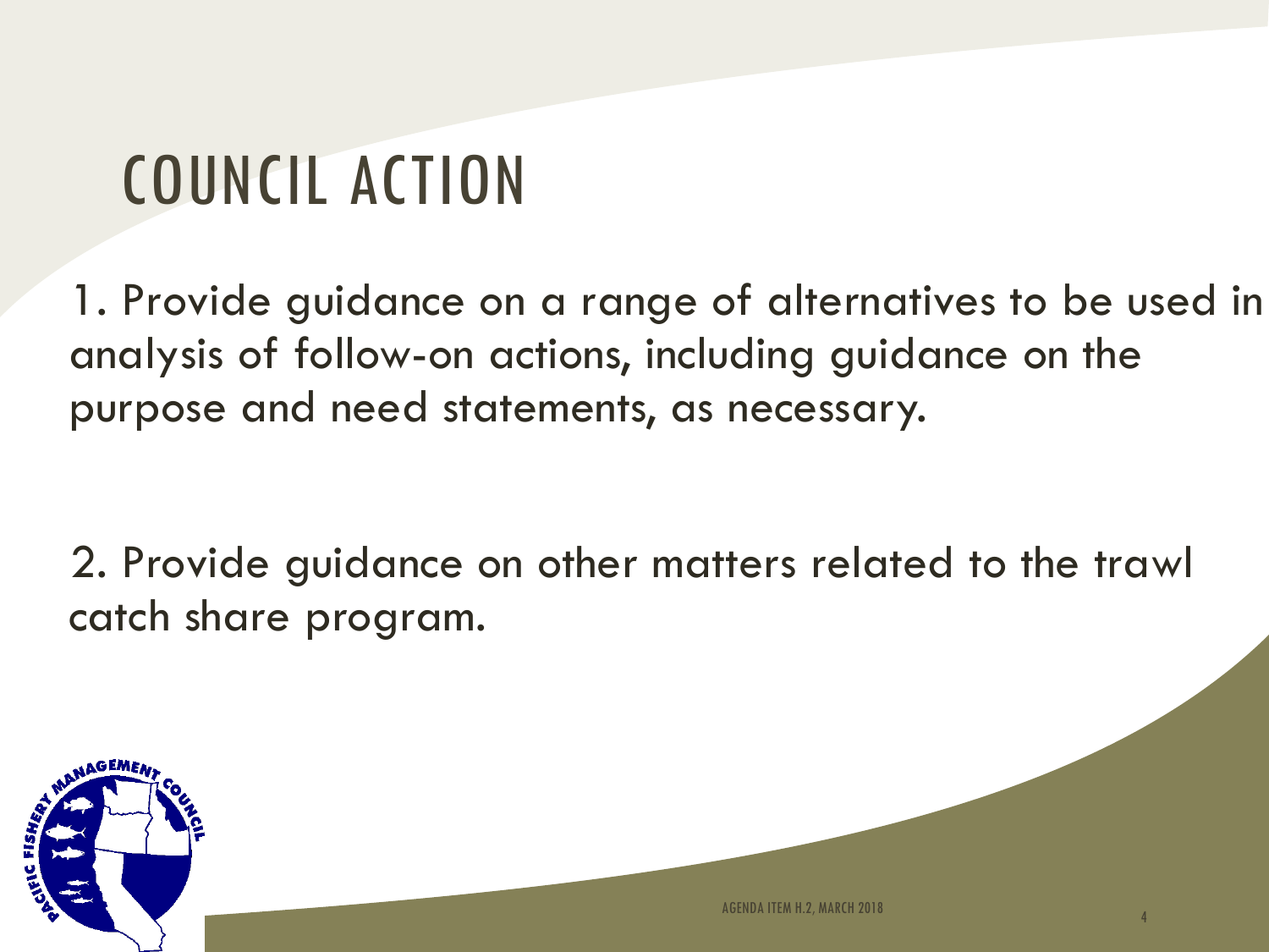# COUNCIL ACTION

1. Provide guidance on a range of alternatives to be used in analysis of follow-on actions, including guidance on the purpose and need statements, as necessary.

2. Provide guidance on other matters related to the trawl catch share program.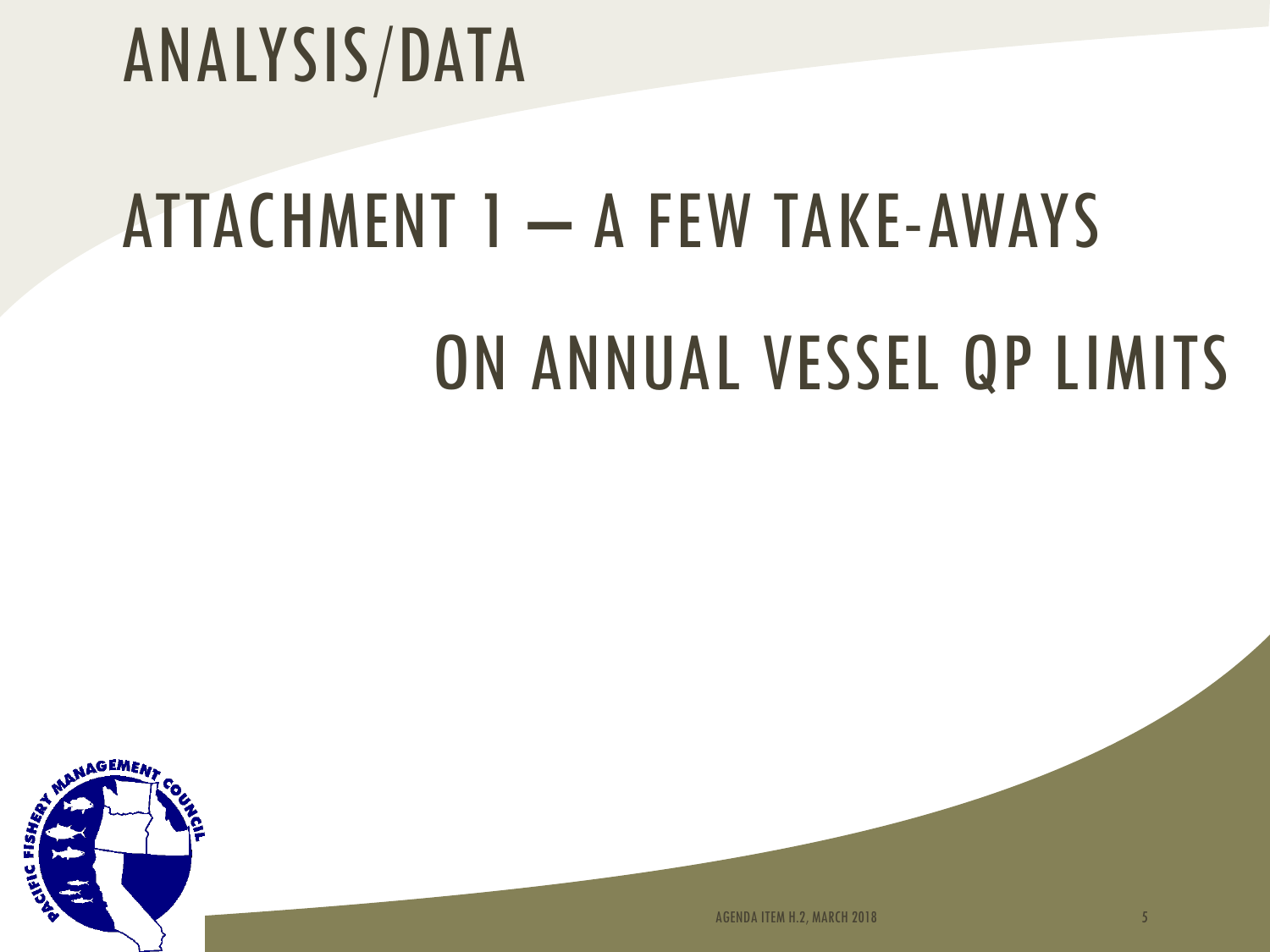# ANALYSIS/DATA

## ATTACHMENT 1 – A FEW TAKE-AWAYS ON ANNUAL VESSEL QP LIMITS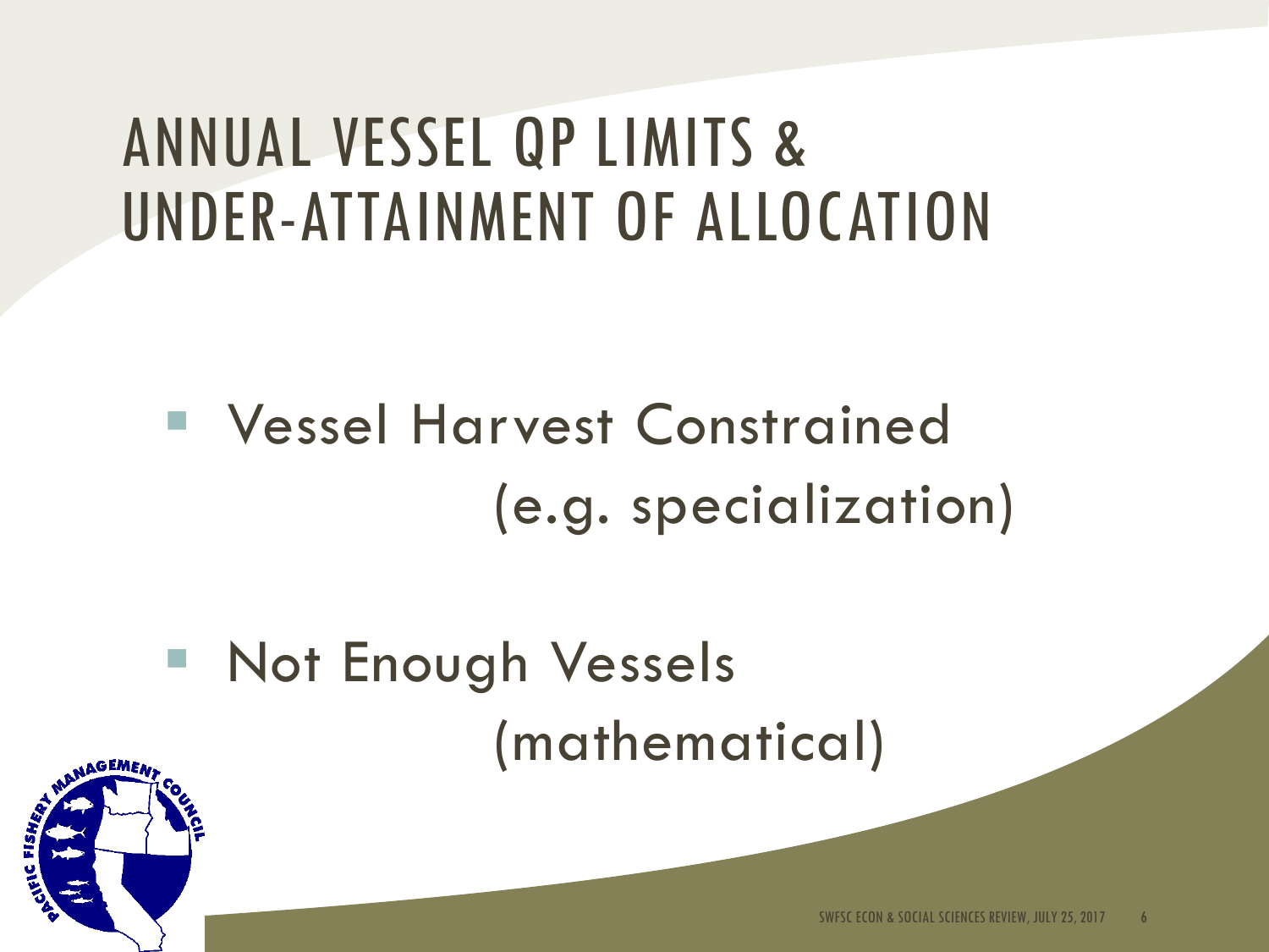# ANNUAL VESSEL QP LIMITS & UNDER-ATTAINMENT OF ALLOCATION

- Vessel Harvest Constrained (e.g. specialization)
- Not Enough Vessels (mathematical)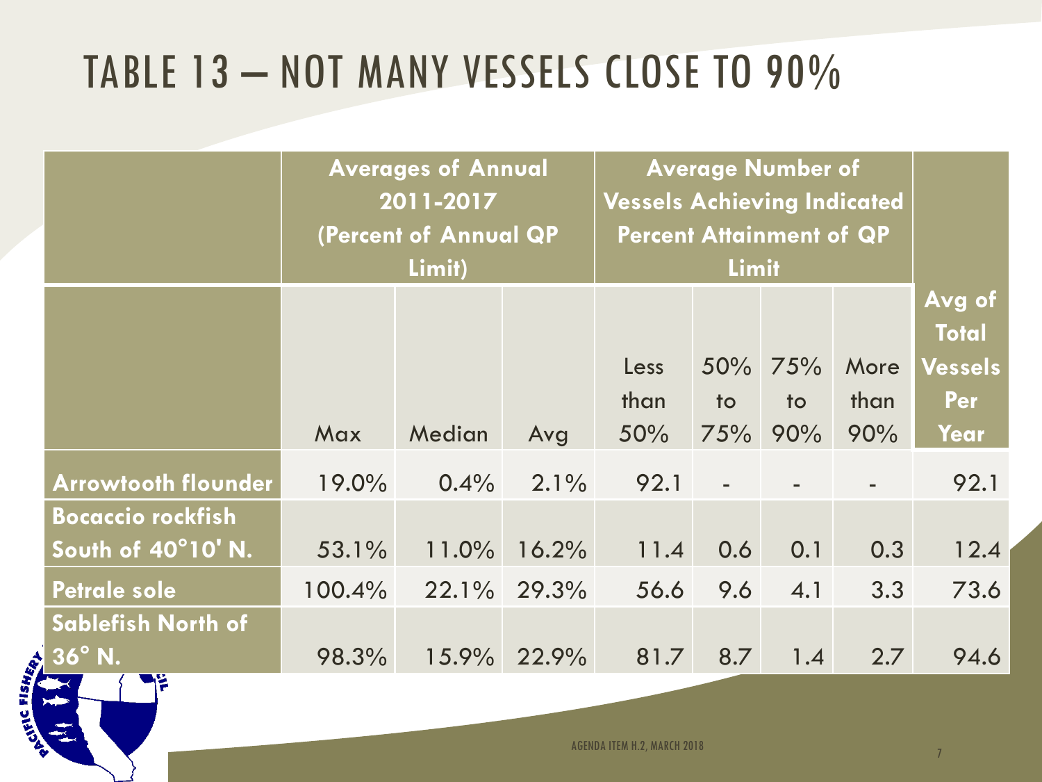# TABLE 13 – NOT MANY VESSELS CLOSE TO 90%

| | Averages of Annual 2011-2017 (Percent of Annual QP Limit) | | | Average Number of Vessels Achieving Indicated Percent Attainment of QP Limit | | | | |
|---|---|---|---|---|---|---|---|---|
| | Max | Median | Avg | Less than 50% | 50% to 75% | 75% to 90% | More than 90% | Avg of Total Vessels Per Year |
| **Arrowtooth flounder** | 19.0% | 0.4% | 2.1% | 92.1 | - | - | - | 92.1 |
| **Bocaccio rockfish South of 40°10' N.** | 53.1% | 11.0% | 16.2% | 11.4 | 0.6 | 0.1 | 0.3 | 12.4 |
| **Petrale sole** | 100.4% | 22.1% | 29.3% | 56.6 | 9.6 | 4.1 | 3.3 | 73.6 |
| **Sablefish North of 36° N.** | 98.3% | 15.9% | 22.9% | 81.7 | 8.7 | 1.4 | 2.7 | 94.6 |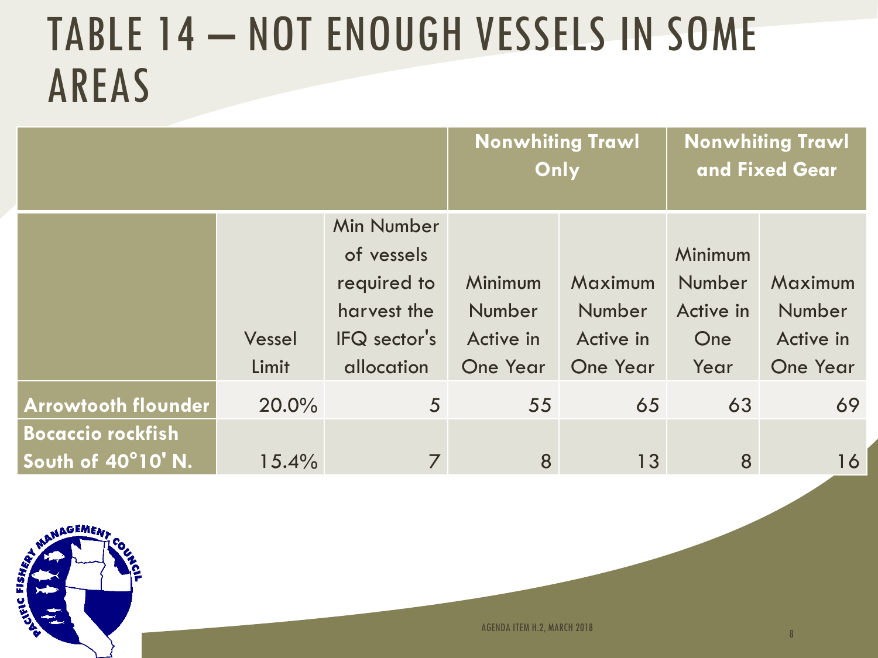# TABLE 14 – NOT ENOUGH VESSELS IN SOME AREAS

| | | | Nonwhiting Trawl Only | | Nonwhiting Trawl and Fixed Gear | |
|---|---|---|---|---|---|---|
| | Vessel Limit | Min Number of vessels required to harvest the IFQ sector's allocation | Minimum Number Active in One Year | Maximum Number Active in One Year | Minimum Number Active in One Year | Maximum Number Active in One Year |
| **Arrowtooth flounder** | 20.0% | 5 | 55 | 65 | 63 | 69 |
| **Bocaccio rockfish South of 40°10' N.** | 15.4% | 7 | 8 | 13 | 8 | 16 |

AGENDA ITEM H.2, MARCH 2018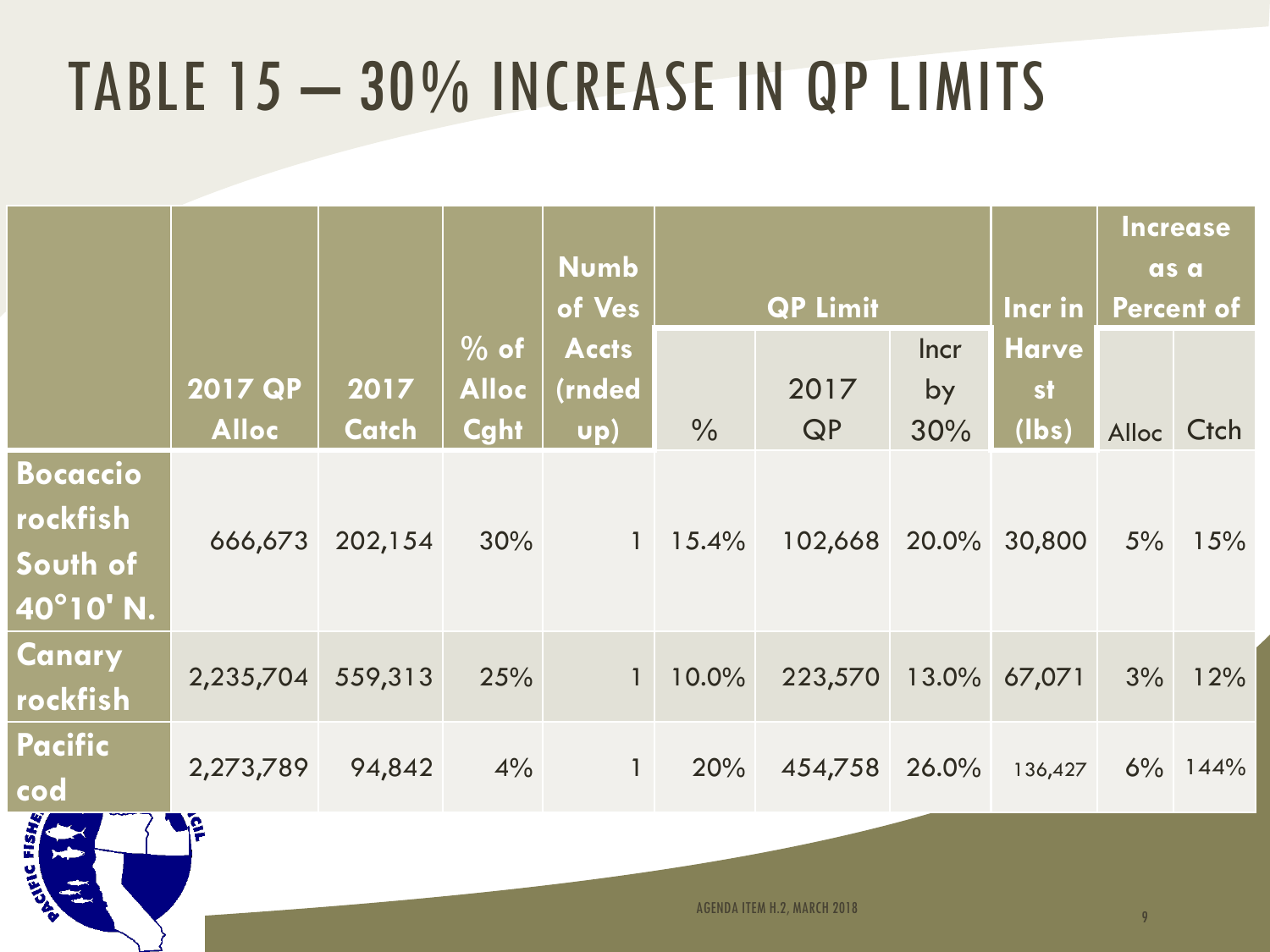# TABLE 15 – 30% INCREASE IN QP LIMITS

| | 2017 QP Alloc | 2017 Catch | % of Alloc Cght | Numb of Ves Accts (rnded up) | QP Limit | | | Incr in Harvest (lbs) | Increase as a Percent of | |
|---|---|---|---|---|---|---|---|---|---|---|
| | | | | | % | 2017 QP | Incr by 30% | | Alloc | Ctch |
| Bocaccio rockfish South of 40°10' N. | 666,673 | 202,154 | 30% | 1 | 15.4% | 102,668 | 20.0% | 30,800 | 5% | 15% |
| Canary rockfish | 2,235,704 | 559,313 | 25% | 1 | 10.0% | 223,570 | 13.0% | 67,071 | 3% | 12% |
| Pacific cod | 2,273,789 | 94,842 | 4% | 1 | 20% | 454,758 | 26.0% | 136,427 | 6% | 144% |

AGENDA ITEM H.2, MARCH 2018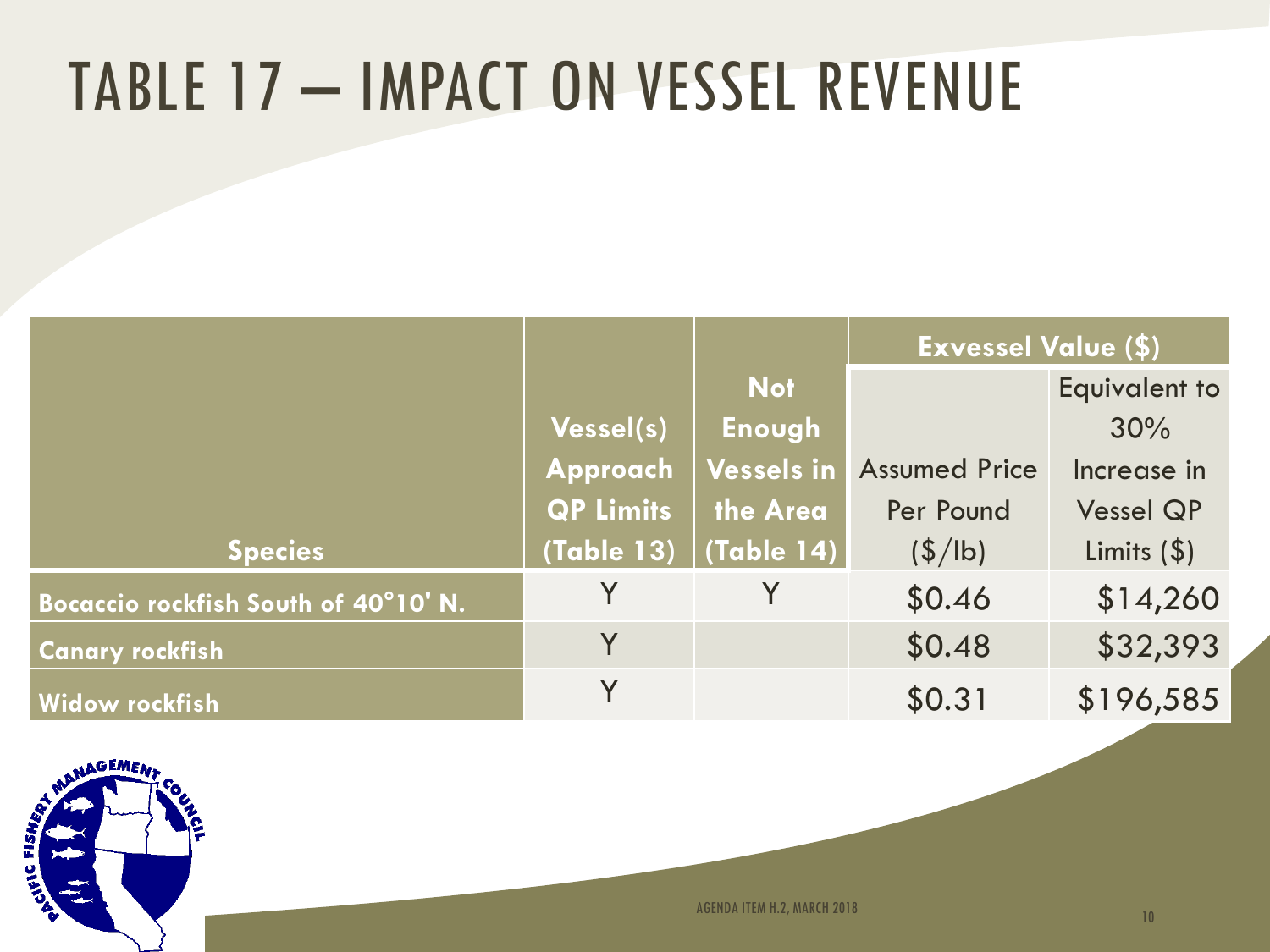# TABLE 17 – IMPACT ON VESSEL REVENUE

| | | | Exvessel Value ($) | |
|---|---|---|---|---|
| **Species** | **Vessel(s) Approach QP Limits (Table 13)** | **Not Enough Vessels in the Area (Table 14)** | Assumed Price Per Pound ($/lb) | Equivalent to 30% Increase in Vessel QP Limits ($) |
| **Bocaccio rockfish South of 40°10' N.** | Y | Y | $0.46 | $14,260 |
| **Canary rockfish** | Y | | $0.48 | $32,393 |
| **Widow rockfish** | Y | | $0.31 | $196,585 |

AGENDA ITEM H.2, MARCH 2018